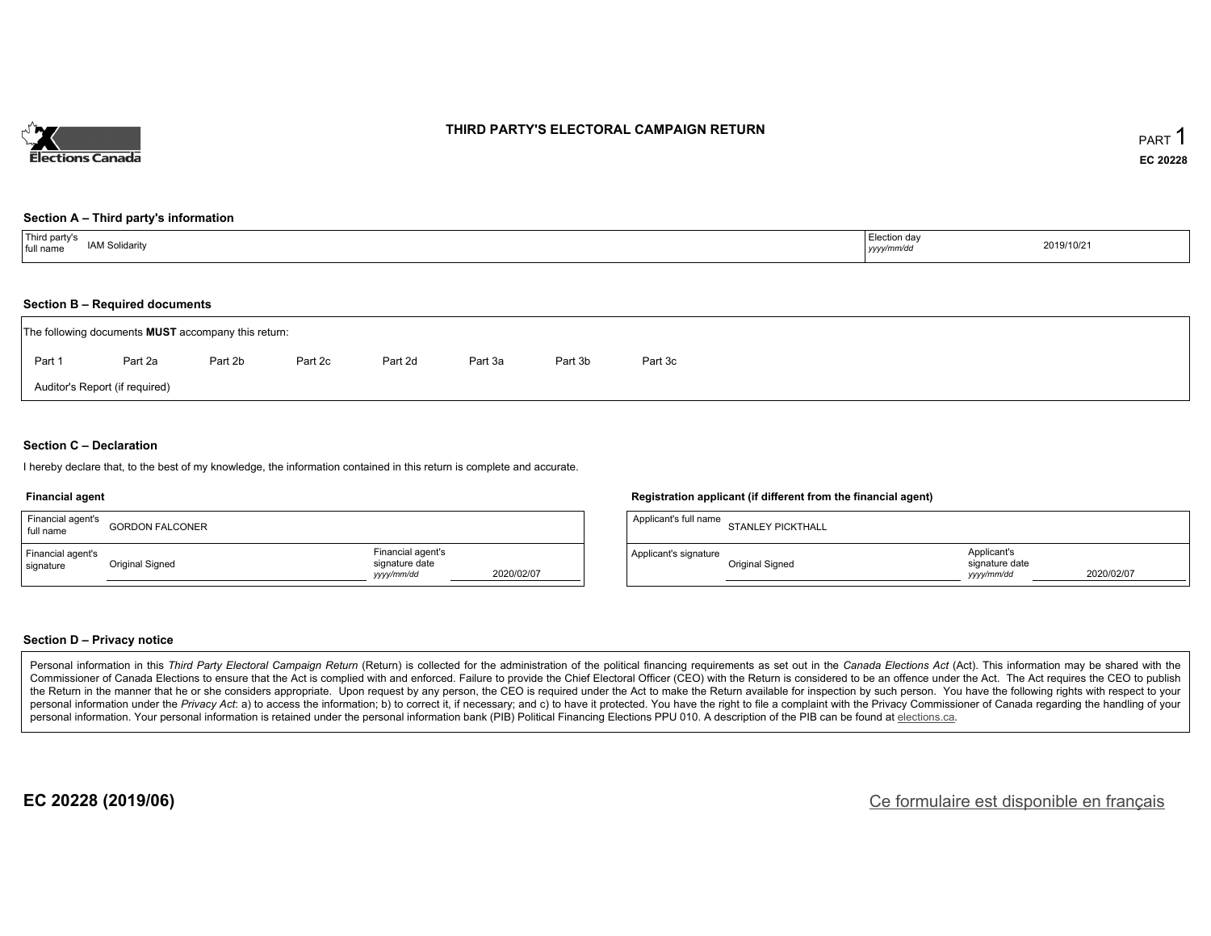Elections Canada

# THIRD PARTY'S ELECTORAL CAMPAIGN RETURN

PART 1

EC 20228

## Section A – Third party's information

| Third party's full name | IAM Solidarity | Election day *yyyy/mm/dd* | 2019/10/21 |
|---|---|---|---|

## Section B – Required documents

The following documents **MUST** accompany this return:

Part 1 &nbsp; Part 2a &nbsp; Part 2b &nbsp; Part 2c &nbsp; Part 2d &nbsp; Part 3a &nbsp; Part 3b &nbsp; Part 3c

Auditor's Report (if required)

## Section C – Declaration

I hereby declare that, to the best of my knowledge, the information contained in this return is complete and accurate.

### Financial agent

| Financial agent's full name | GORDON FALCONER | | |
|---|---|---|---|
| Financial agent's signature | Original Signed | Financial agent's signature date *yyyy/mm/dd* | 2020/02/07 |

### Registration applicant (if different from the financial agent)

| Applicant's full name | STANLEY PICKTHALL | | |
|---|---|---|---|
| Applicant's signature | Original Signed | Applicant's signature date *yyyy/mm/dd* | 2020/02/07 |

## Section D – Privacy notice

Personal information in this *Third Party Electoral Campaign Return* (Return) is collected for the administration of the political financing requirements as set out in the *Canada Elections Act* (Act). This information may be shared with the Commissioner of Canada Elections to ensure that the Act is complied with and enforced. Failure to provide the Chief Electoral Officer (CEO) with the Return is considered to be an offence under the Act. The Act requires the CEO to publish the Return in the manner that he or she considers appropriate. Upon request by any person, the CEO is required under the Act to make the Return available for inspection by such person. You have the following rights with respect to your personal information under the *Privacy Act*: a) to access the information; b) to correct it, if necessary; and c) to have it protected. You have the right to file a complaint with the Privacy Commissioner of Canada regarding the handling of your personal information. Your personal information is retained under the personal information bank (PIB) Political Financing Elections PPU 010. A description of the PIB can be found at elections.ca.

**EC 20228 (2019/06)**

Ce formulaire est disponible en français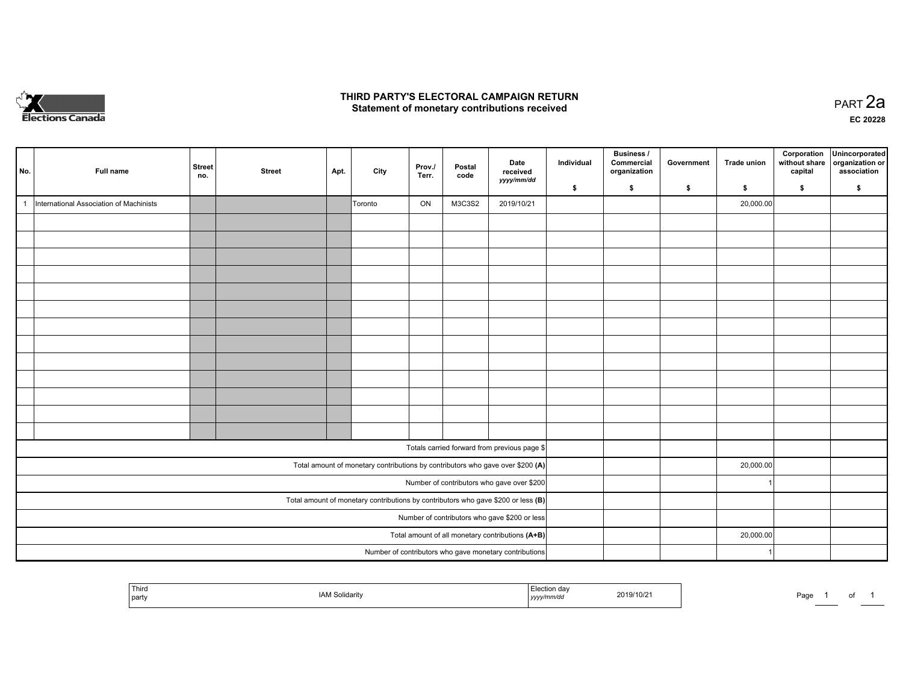# THIRD PARTY'S ELECTORAL CAMPAIGN RETURN
## Statement of monetary contributions received

PART 2a

EC 20228

| No. | Full name | Street no. | Street | Apt. | City | Prov./ Terr. | Postal code | Date received yyyy/mm/dd | Individual $ | Business / Commercial organization $ | Government $ | Trade union $ | Corporation without share capital $ | Unincorporated organization or association $ |
|---|---|---|---|---|---|---|---|---|---|---|---|---|---|---|
| 1 | International Association of Machinists | | | | Toronto | ON | M3C3S2 | 2019/10/21 | | | | 20,000.00 | | |
| | | | | | | | | | | | | | | |
| | | | | | | | | | | | | | | |
| | | | | | | | | | | | | | | |
| | | | | | | | | | | | | | | |
| | | | | | | | | | | | | | | |
| | | | | | | | | | | | | | | |
| | | | | | | | | | | | | | | |
| | | | | | | | | | | | | | | |
| | | | | | | | | | | | | | | |
| | | | | | | | | | | | | | | |
| | | | | | | | | | | | | | | |
| | | | | | | | | | | | | | | |
| | | | | | | | | | | | | | | |
| Totals carried forward from previous page $ | | | | | | | | | | | | | | |
| Total amount of monetary contributions by contributors who gave over $200 **(A)** | | | | | | | | | | | | 20,000.00 | | |
| Number of contributors who gave over $200 | | | | | | | | | | | | 1 | | |
| Total amount of monetary contributions by contributors who gave $200 or less **(B)** | | | | | | | | | | | | | | |
| Number of contributors who gave $200 or less | | | | | | | | | | | | | | |
| Total amount of all monetary contributions **(A+B)** | | | | | | | | | | | | 20,000.00 | | |
| Number of contributors who gave monetary contributions | | | | | | | | | | | | 1 | | |

| Third party | IAM Solidarity | Election day yyyy/mm/dd | 2019/10/21 |
|---|---|---|---|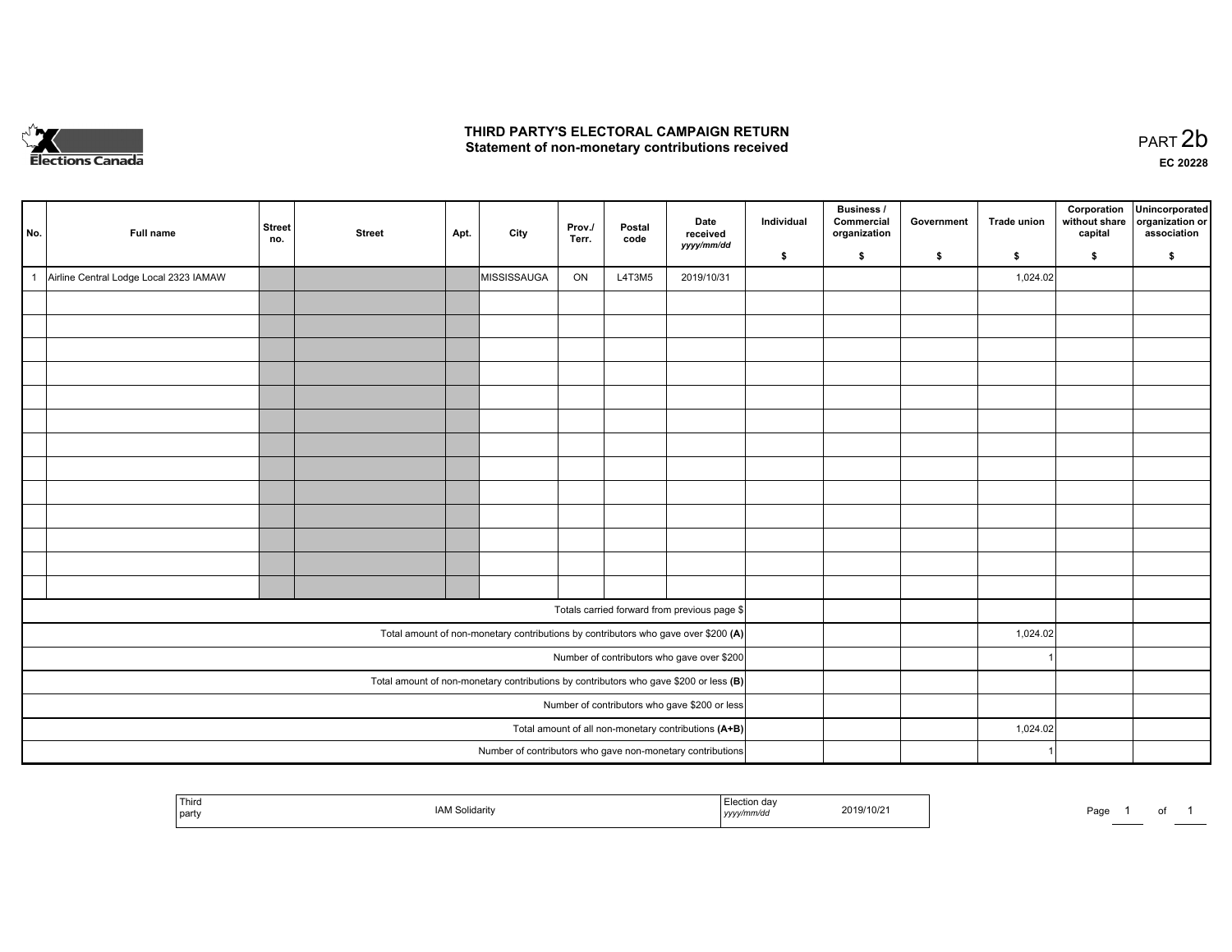# THIRD PARTY'S ELECTORAL CAMPAIGN RETURN
## Statement of non-monetary contributions received

PART 2b

EC 20228

| No. | Full name | Street no. | Street | Apt. | City | Prov./ Terr. | Postal code | Date received yyyy/mm/dd | Individual $ | Business / Commercial organization $ | Government $ | Trade union $ | Corporation without share capital $ | Unincorporated organization or association $ |
|---|---|---|---|---|---|---|---|---|---|---|---|---|---|---|
| 1 | Airline Central Lodge Local 2323 IAMAW | | | | MISSISSAUGA | ON | L4T3M5 | 2019/10/31 | | | | 1,024.02 | | |
| | | | | | | | | | | | | | | |
| | | | | | | | | | | | | | | |
| | | | | | | | | | | | | | | |
| | | | | | | | | | | | | | | |
| | | | | | | | | | | | | | | |
| | | | | | | | | | | | | | | |
| | | | | | | | | | | | | | | |
| | | | | | | | | | | | | | | |
| | | | | | | | | | | | | | | |
| | | | | | | | | | | | | | | |
| | | | | | | | | | | | | | | |
| | | | | | | | | | | | | | | |
| | | | | | | | | | | | | | | |
| | Totals carried forward from previous page $ | | | | | | | | | | | | | |
| | Total amount of non-monetary contributions by contributors who gave over $200 (A) | | | | | | | | | | | 1,024.02 | | |
| | Number of contributors who gave over $200 | | | | | | | | | | | 1 | | |
| | Total amount of non-monetary contributions by contributors who gave $200 or less (B) | | | | | | | | | | | | | |
| | Number of contributors who gave $200 or less | | | | | | | | | | | | | |
| | Total amount of all non-monetary contributions (A+B) | | | | | | | | | | | 1,024.02 | | |
| | Number of contributors who gave non-monetary contributions | | | | | | | | | | | 1 | | |

| Third party | IAM Solidarity | Election day yyyy/mm/dd | 2019/10/21 |
|---|---|---|---|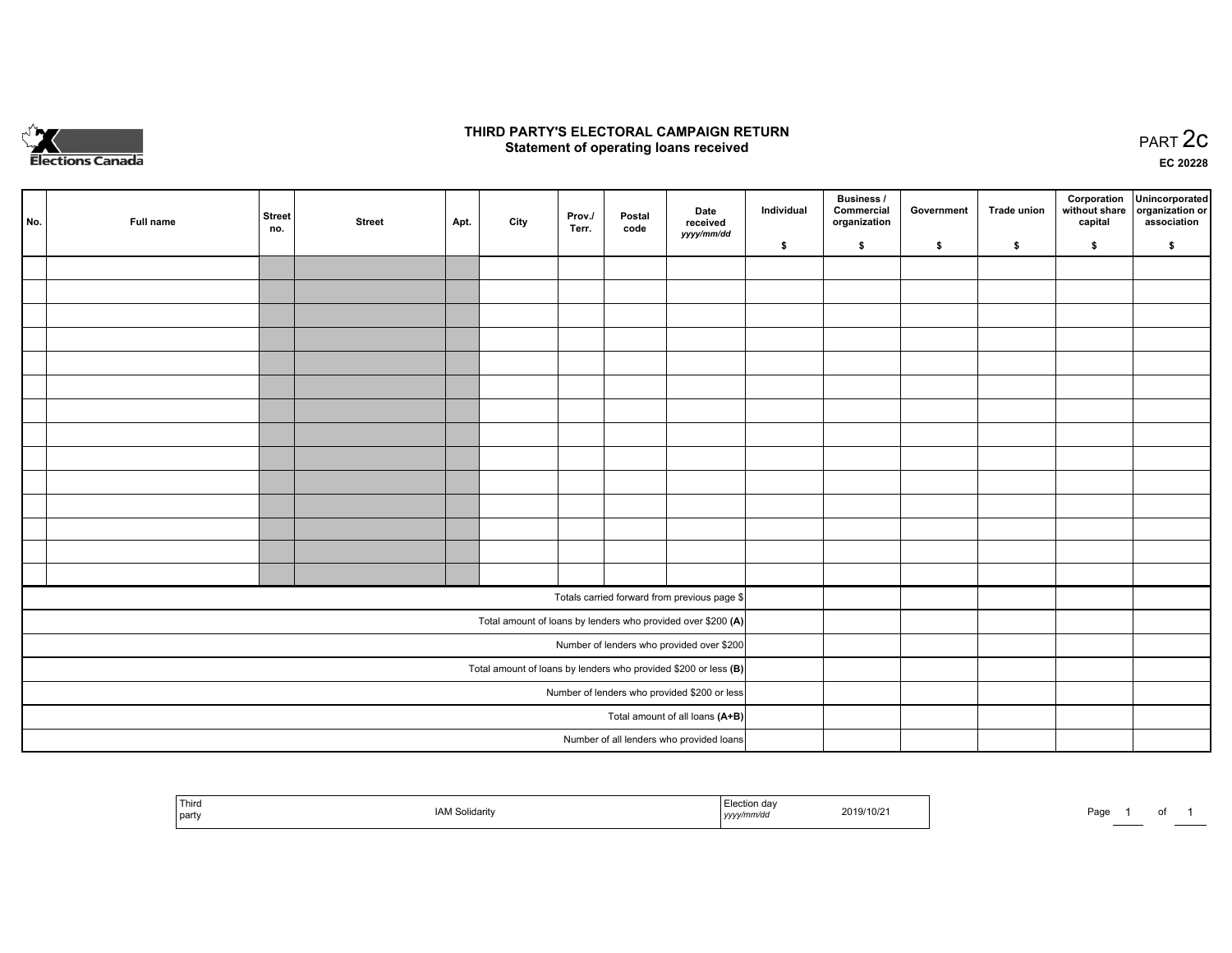Elections Canada

# THIRD PARTY'S ELECTORAL CAMPAIGN RETURN
## Statement of operating loans received

PART 2c

EC 20228

| No. | Full name | Street no. | Street | Apt. | City | Prov./ Terr. | Postal code | Date received *yyyy/mm/dd* | Individual $ | Business / Commercial organization $ | Government $ | Trade union $ | Corporation without share capital $ | Unincorporated organization or association $ |
|---|---|---|---|---|---|---|---|---|---|---|---|---|---|---|
| | | | | | | | | | | | | | | |
| | | | | | | | | | | | | | | |
| | | | | | | | | | | | | | | |
| | | | | | | | | | | | | | | |
| | | | | | | | | | | | | | | |
| | | | | | | | | | | | | | | |
| | | | | | | | | | | | | | | |
| | | | | | | | | | | | | | | |
| | | | | | | | | | | | | | | |
| | | | | | | | | | | | | | | |
| | | | | | | | | | | | | | | |
| | | | | | | | | | | | | | | |
| | | | | | | | | | | | | | | |
| | | | | | | | | | | | | | | |
| Totals carried forward from previous page $ | | | | | | | | | | | | | | |
| Total amount of loans by lenders who provided over $200 **(A)** | | | | | | | | | | | | | | |
| Number of lenders who provided over $200 | | | | | | | | | | | | | | |
| Total amount of loans by lenders who provided $200 or less **(B)** | | | | | | | | | | | | | | |
| Number of lenders who provided $200 or less | | | | | | | | | | | | | | |
| Total amount of all loans **(A+B)** | | | | | | | | | | | | | | |
| Number of all lenders who provided loans | | | | | | | | | | | | | | |

| Third party | IAM Solidarity | Election day *yyyy/mm/dd* | 2019/10/21 |
|---|---|---|---|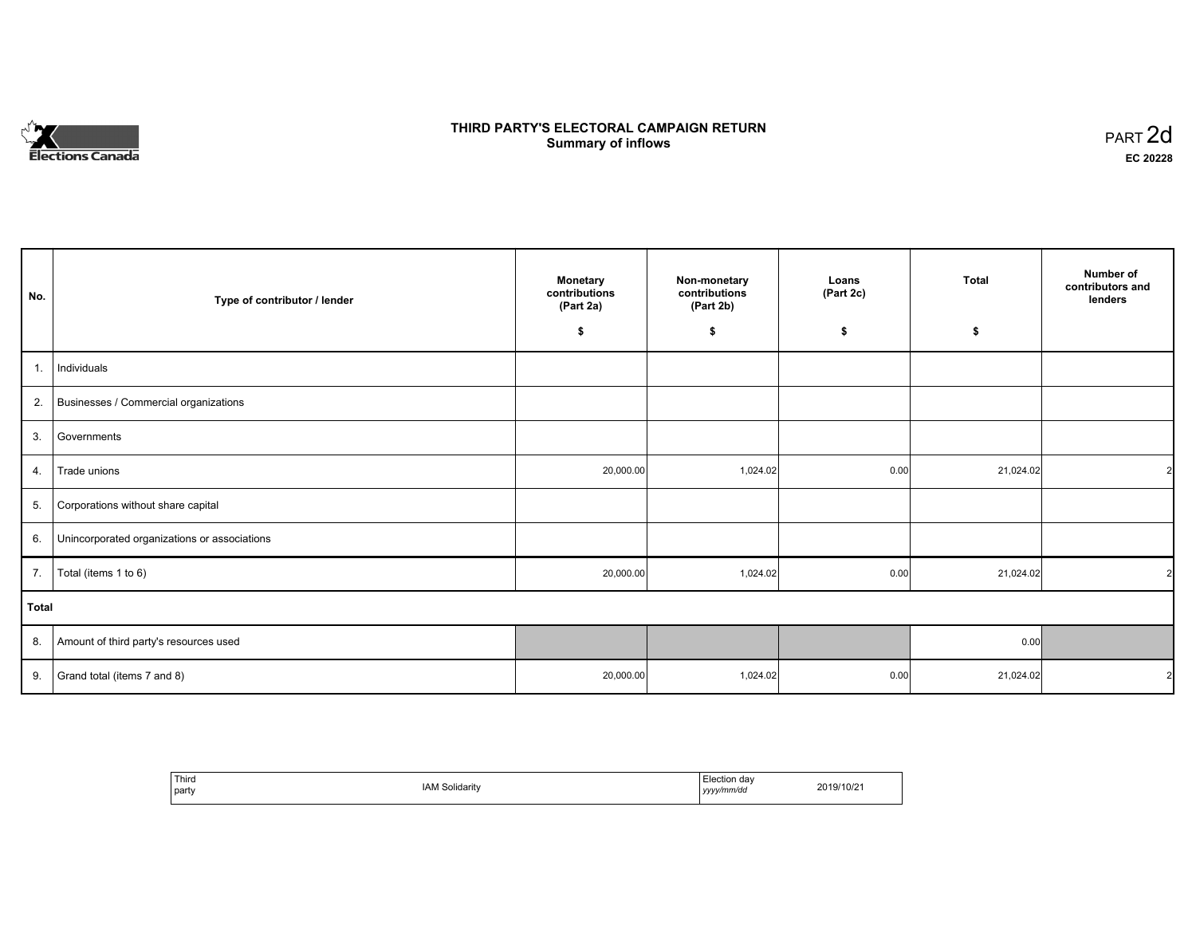Elections Canada

# THIRD PARTY'S ELECTORAL CAMPAIGN RETURN
## Summary of inflows

PART 2d
**EC 20228**

| No. | Type of contributor / lender | Monetary contributions (Part 2a) $ | Non-monetary contributions (Part 2b) $ | Loans (Part 2c) $ | Total $ | Number of contributors and lenders |
|---|---|---|---|---|---|---|
| 1. | Individuals | | | | | |
| 2. | Businesses / Commercial organizations | | | | | |
| 3. | Governments | | | | | |
| 4. | Trade unions | 20,000.00 | 1,024.02 | 0.00 | 21,024.02 | 2 |
| 5. | Corporations without share capital | | | | | |
| 6. | Unincorporated organizations or associations | | | | | |
| 7. | Total (items 1 to 6) | 20,000.00 | 1,024.02 | 0.00 | 21,024.02 | 2 |
| **Total** | | | | | | |
| 8. | Amount of third party's resources used | | | | 0.00 | |
| 9. | Grand total (items 7 and 8) | 20,000.00 | 1,024.02 | 0.00 | 21,024.02 | 2 |

| Third party | IAM Solidarity | Election day *yyyy/mm/dd* | 2019/10/21 |
|---|---|---|---|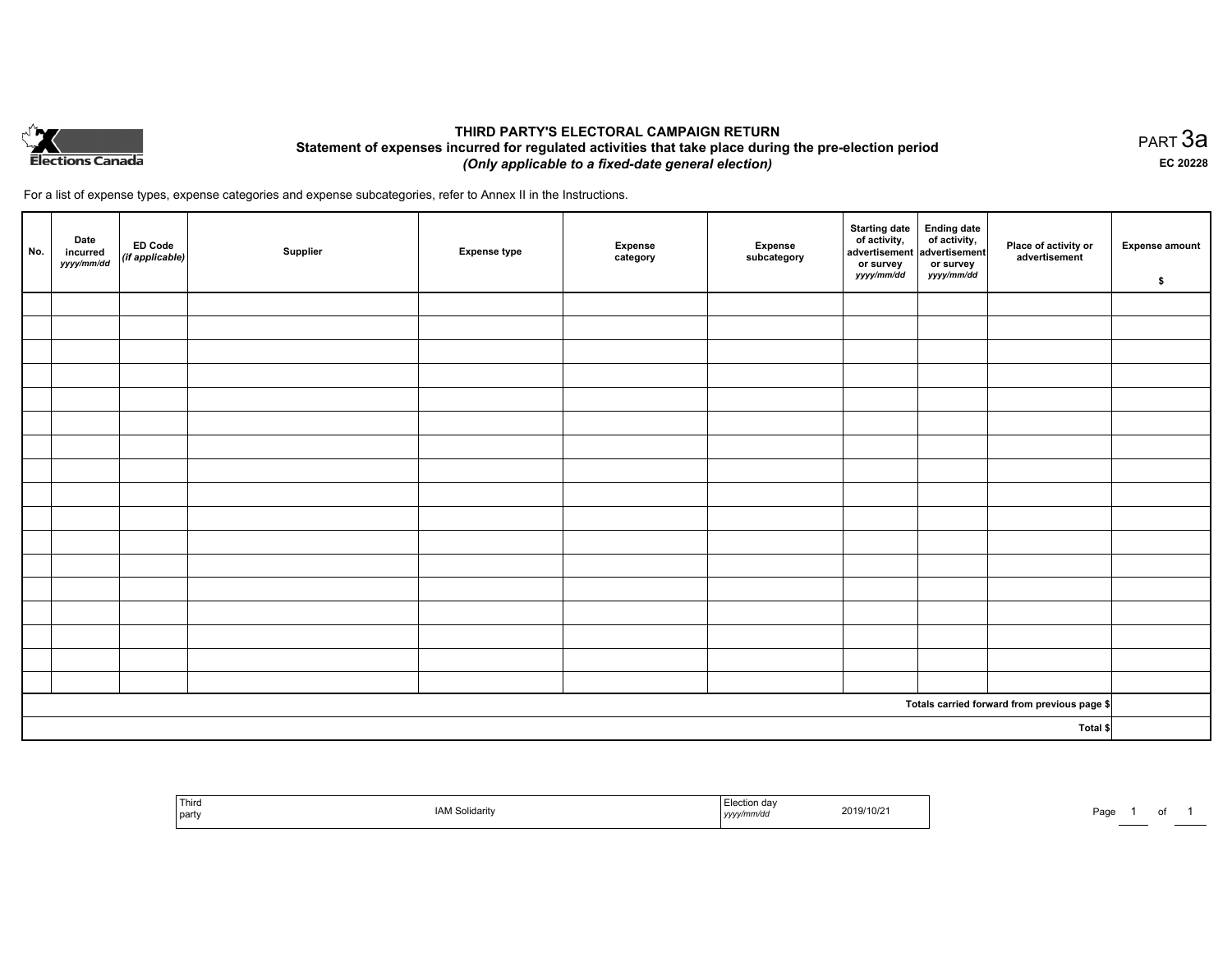Elections Canada

# THIRD PARTY'S ELECTORAL CAMPAIGN RETURN

## Statement of expenses incurred for regulated activities that take place during the pre-election period

***(Only applicable to a fixed-date general election)***

PART 3a

**EC 20228**

For a list of expense types, expense categories and expense subcategories, refer to Annex II in the Instructions.

| No. | Date incurred *yyyy/mm/dd* | ED Code *(if applicable)* | Supplier | Expense type | Expense category | Expense subcategory | Starting date of activity, advertisement or survey *yyyy/mm/dd* | Ending date of activity, advertisement or survey *yyyy/mm/dd* | Place of activity or advertisement | Expense amount $ |
|---|---|---|---|---|---|---|---|---|---|---|
| | | | | | | | | | | |
| | | | | | | | | | | |
| | | | | | | | | | | |
| | | | | | | | | | | |
| | | | | | | | | | | |
| | | | | | | | | | | |
| | | | | | | | | | | |
| | | | | | | | | | | |
| | | | | | | | | | | |
| | | | | | | | | | | |
| | | | | | | | | | | |
| | | | | | | | | | | |
| | | | | | | | | | | |
| | | | | | | | | | | |
| | | | | | | | | | | |
| | | | | | | | | | | |
| | | | | | | | | | | |
| **Totals carried forward from previous page $** | | | | | | | | | | |
| **Total $** | | | | | | | | | | |

| Third party | IAM Solidarity | Election day *yyyy/mm/dd* | 2019/10/21 |
|---|---|---|---|

Page 1 of 1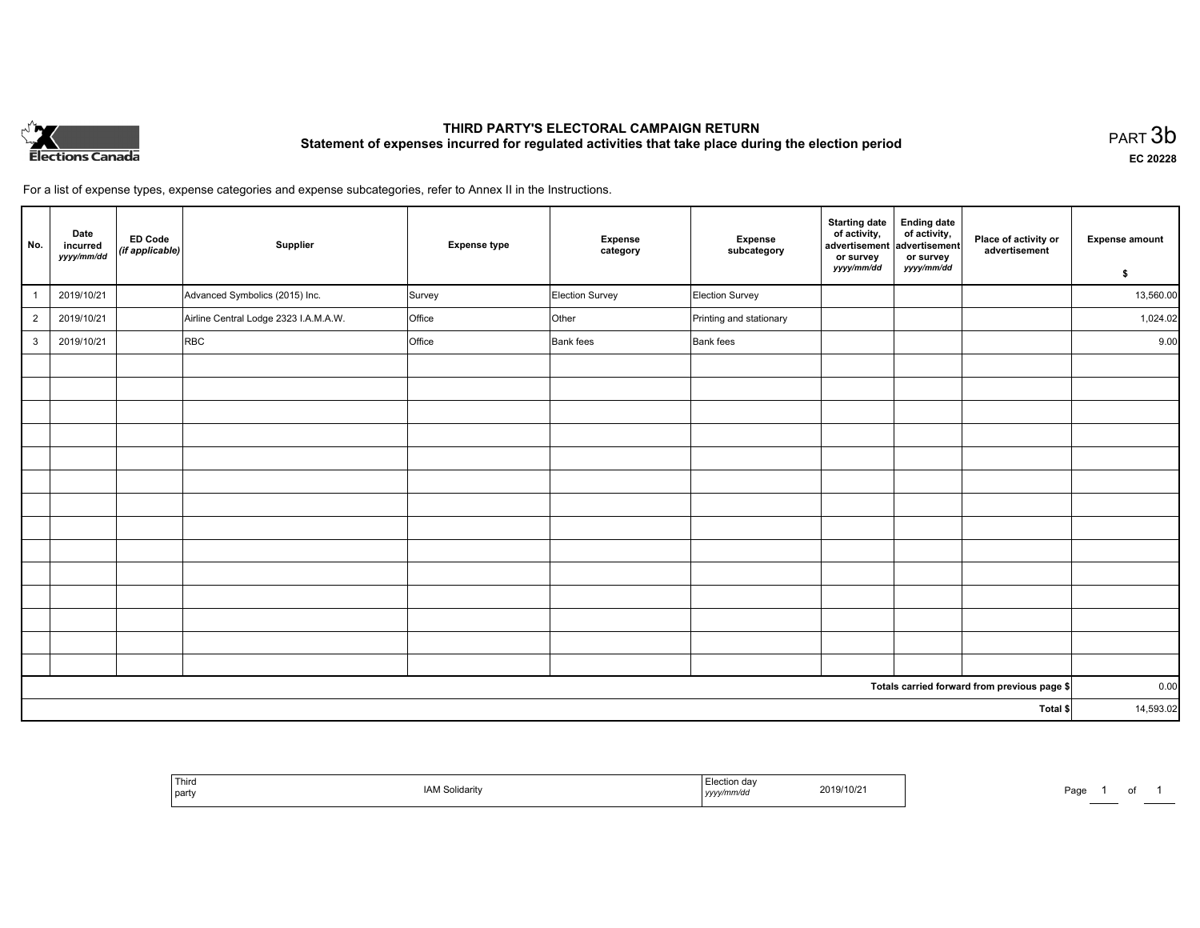# THIRD PARTY'S ELECTORAL CAMPAIGN RETURN

## Statement of expenses incurred for regulated activities that take place during the election period

PART 3b

EC 20228

For a list of expense types, expense categories and expense subcategories, refer to Annex II in the Instructions.

| No. | Date incurred *yyyy/mm/dd* | ED Code *(if applicable)* | Supplier | Expense type | Expense category | Expense subcategory | Starting date of activity, advertisement or survey *yyyy/mm/dd* | Ending date of activity, advertisement or survey *yyyy/mm/dd* | Place of activity or advertisement | Expense amount $ |
|---|---|---|---|---|---|---|---|---|---|---|
| 1 | 2019/10/21 | | Advanced Symbolics (2015) Inc. | Survey | Election Survey | Election Survey | | | | 13,560.00 |
| 2 | 2019/10/21 | | Airline Central Lodge 2323 I.A.M.A.W. | Office | Other | Printing and stationary | | | | 1,024.02 |
| 3 | 2019/10/21 | | RBC | Office | Bank fees | Bank fees | | | | 9.00 |
| | | | | | | | | | | |
| | | | | | | | | | | |
| | | | | | | | | | | |
| | | | | | | | | | | |
| | | | | | | | | | | |
| | | | | | | | | | | |
| | | | | | | | | | | |
| | | | | | | | | | | |
| | | | | | | | | | | |
| | | | | | | | | | | |
| | | | | | | | | | | |
| | | | | | | | | | | |
| | | | | | | | | | | |
| | | | | | | | | | | |
| | | | | | | | | | Totals carried forward from previous page $ | 0.00 |
| | | | | | | | | | Total $ | 14,593.02 |

| Third party | IAM Solidarity | Election day *yyyy/mm/dd* | 2019/10/21 |
|---|---|---|---|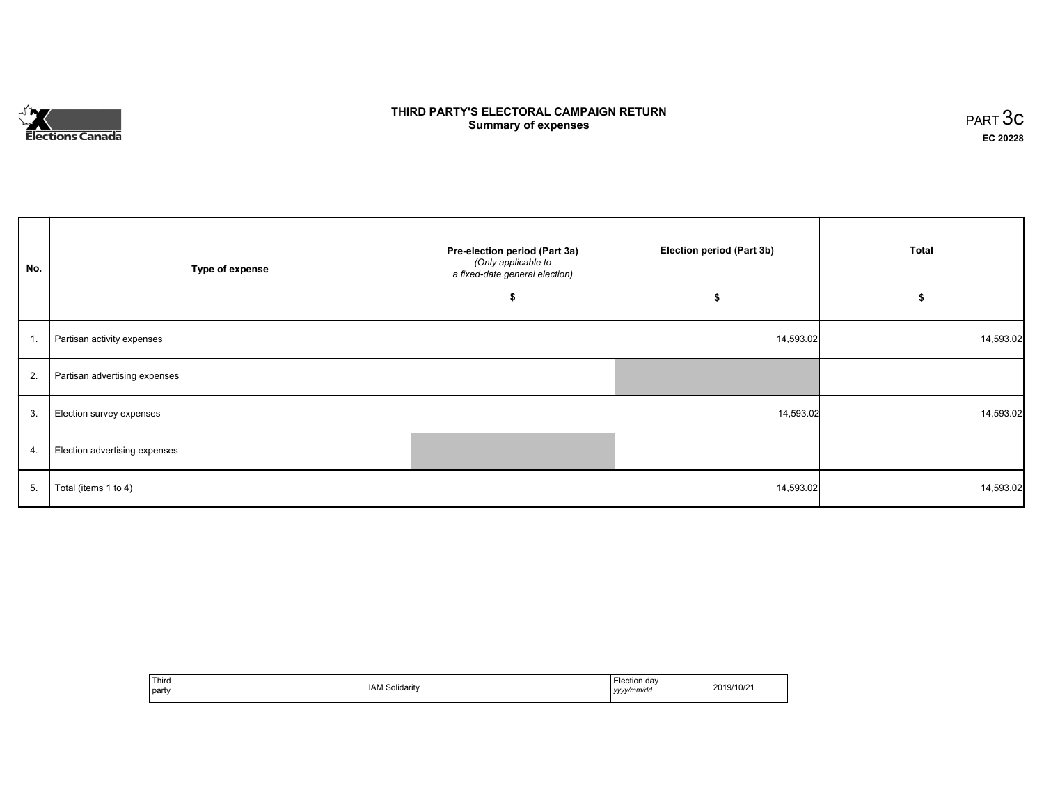# THIRD PARTY'S ELECTORAL CAMPAIGN RETURN
## Summary of expenses

PART 3c

**EC 20228**

| No. | Type of expense | Pre-election period (Part 3a) *(Only applicable to a fixed-date general election)* $ | Election period (Part 3b) $ | Total $ |
|---|---|---|---|---|
| 1. | Partisan activity expenses | | 14,593.02 | 14,593.02 |
| 2. | Partisan advertising expenses | | | |
| 3. | Election survey expenses | | 14,593.02 | 14,593.02 |
| 4. | Election advertising expenses | | | |
| 5. | Total (items 1 to 4) | | 14,593.02 | 14,593.02 |

| | | | |
|---|---|---|---|
| Third party | IAM Solidarity | Election day *yyyy/mm/dd* | 2019/10/21 |